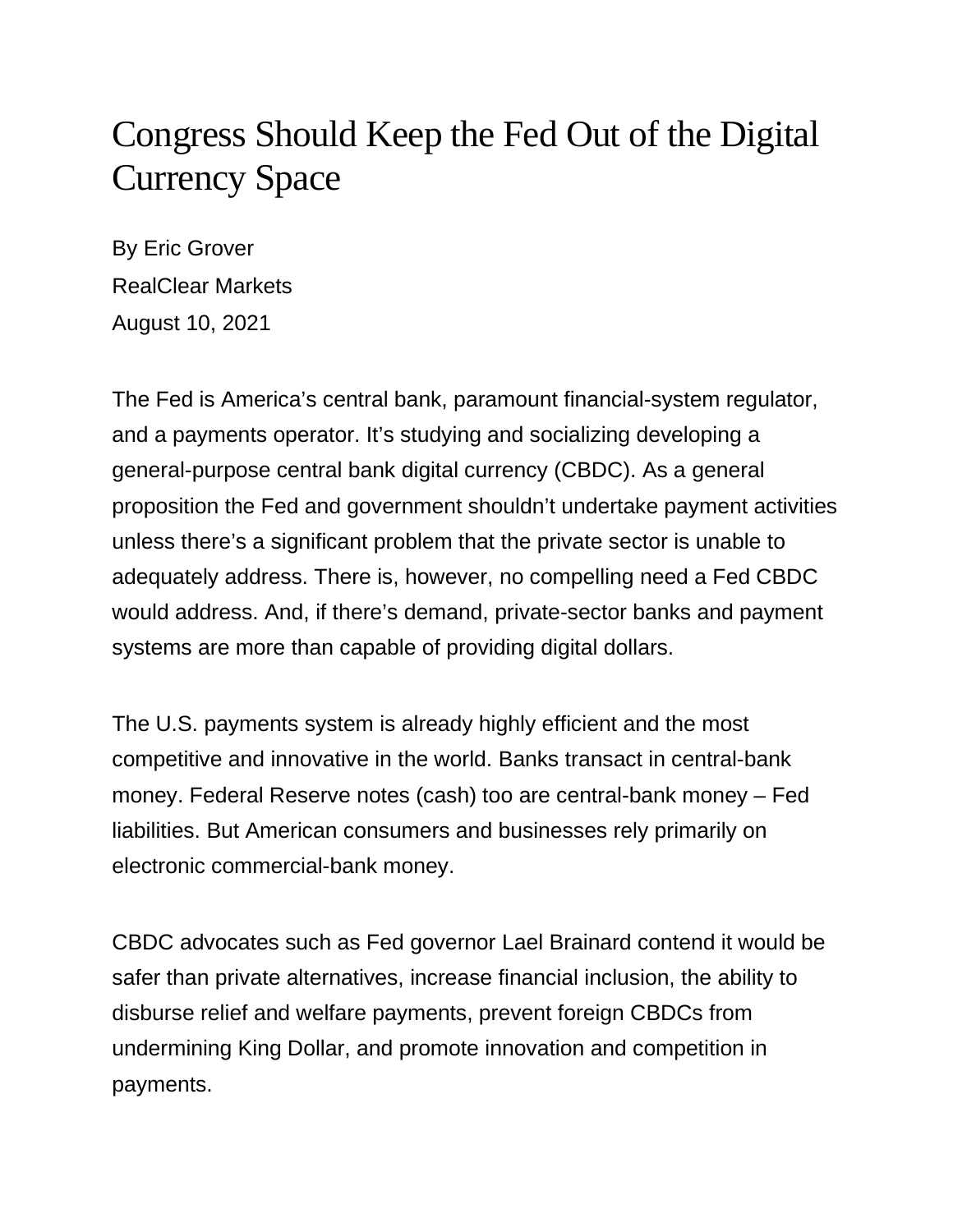# Congress Should Keep the Fed Out of the Digital Currency Space

By Eric Grover
RealClear Markets
August 10, 2021

The Fed is America's central bank, paramount financial-system regulator, and a payments operator. It's studying and socializing developing a general-purpose central bank digital currency (CBDC). As a general proposition the Fed and government shouldn't undertake payment activities unless there's a significant problem that the private sector is unable to adequately address. There is, however, no compelling need a Fed CBDC would address. And, if there's demand, private-sector banks and payment systems are more than capable of providing digital dollars.

The U.S. payments system is already highly efficient and the most competitive and innovative in the world. Banks transact in central-bank money. Federal Reserve notes (cash) too are central-bank money – Fed liabilities. But American consumers and businesses rely primarily on electronic commercial-bank money.

CBDC advocates such as Fed governor Lael Brainard contend it would be safer than private alternatives, increase financial inclusion, the ability to disburse relief and welfare payments, prevent foreign CBDCs from undermining King Dollar, and promote innovation and competition in payments.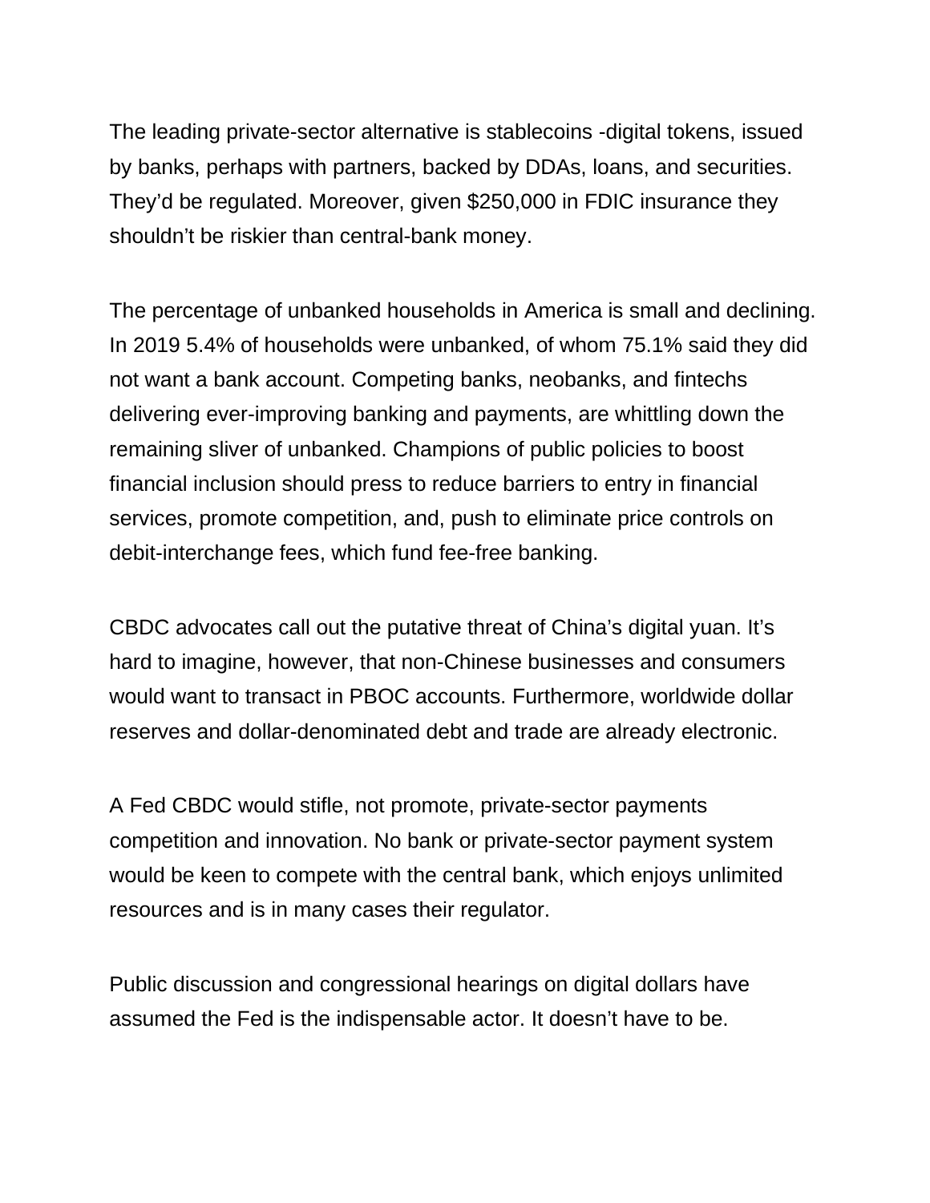The leading private-sector alternative is stablecoins -digital tokens, issued by banks, perhaps with partners, backed by DDAs, loans, and securities. They'd be regulated. Moreover, given $250,000 in FDIC insurance they shouldn't be riskier than central-bank money.

The percentage of unbanked households in America is small and declining. In 2019 5.4% of households were unbanked, of whom 75.1% said they did not want a bank account. Competing banks, neobanks, and fintechs delivering ever-improving banking and payments, are whittling down the remaining sliver of unbanked. Champions of public policies to boost financial inclusion should press to reduce barriers to entry in financial services, promote competition, and, push to eliminate price controls on debit-interchange fees, which fund fee-free banking.

CBDC advocates call out the putative threat of China's digital yuan. It's hard to imagine, however, that non-Chinese businesses and consumers would want to transact in PBOC accounts. Furthermore, worldwide dollar reserves and dollar-denominated debt and trade are already electronic.

A Fed CBDC would stifle, not promote, private-sector payments competition and innovation. No bank or private-sector payment system would be keen to compete with the central bank, which enjoys unlimited resources and is in many cases their regulator.

Public discussion and congressional hearings on digital dollars have assumed the Fed is the indispensable actor. It doesn't have to be.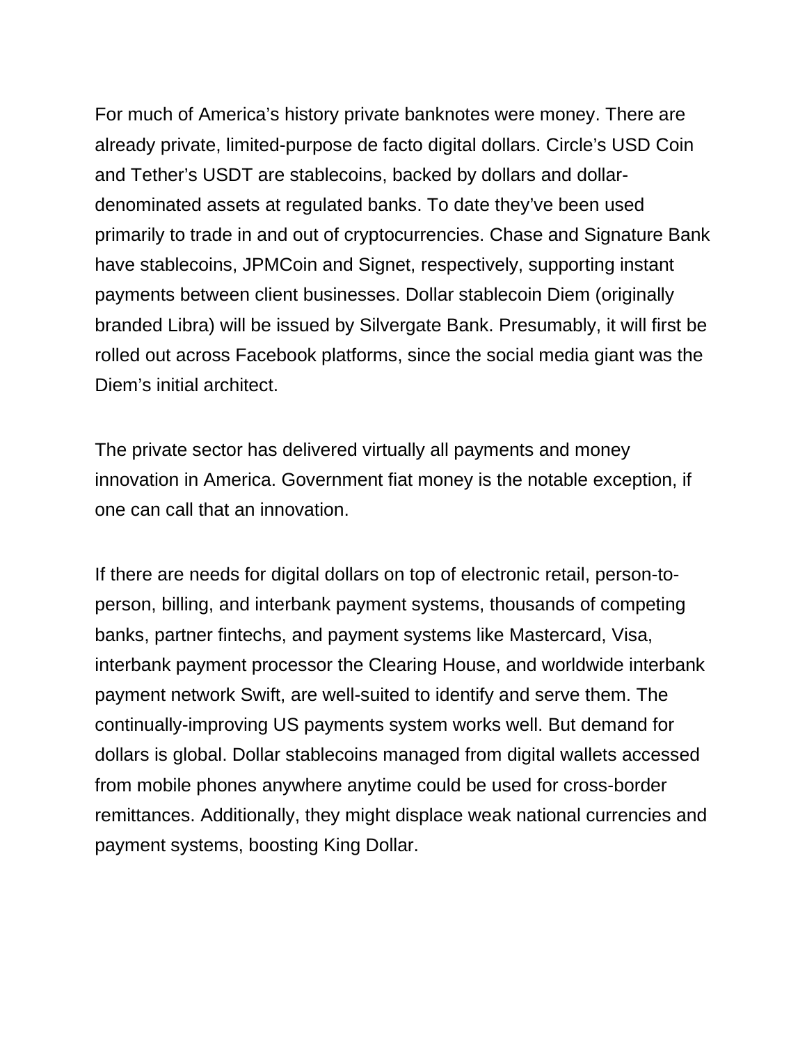For much of America's history private banknotes were money. There are already private, limited-purpose de facto digital dollars. Circle's USD Coin and Tether's USDT are stablecoins, backed by dollars and dollar-denominated assets at regulated banks. To date they've been used primarily to trade in and out of cryptocurrencies. Chase and Signature Bank have stablecoins, JPMCoin and Signet, respectively, supporting instant payments between client businesses. Dollar stablecoin Diem (originally branded Libra) will be issued by Silvergate Bank. Presumably, it will first be rolled out across Facebook platforms, since the social media giant was the Diem's initial architect.

The private sector has delivered virtually all payments and money innovation in America. Government fiat money is the notable exception, if one can call that an innovation.

If there are needs for digital dollars on top of electronic retail, person-to-person, billing, and interbank payment systems, thousands of competing banks, partner fintechs, and payment systems like Mastercard, Visa, interbank payment processor the Clearing House, and worldwide interbank payment network Swift, are well-suited to identify and serve them. The continually-improving US payments system works well. But demand for dollars is global. Dollar stablecoins managed from digital wallets accessed from mobile phones anywhere anytime could be used for cross-border remittances. Additionally, they might displace weak national currencies and payment systems, boosting King Dollar.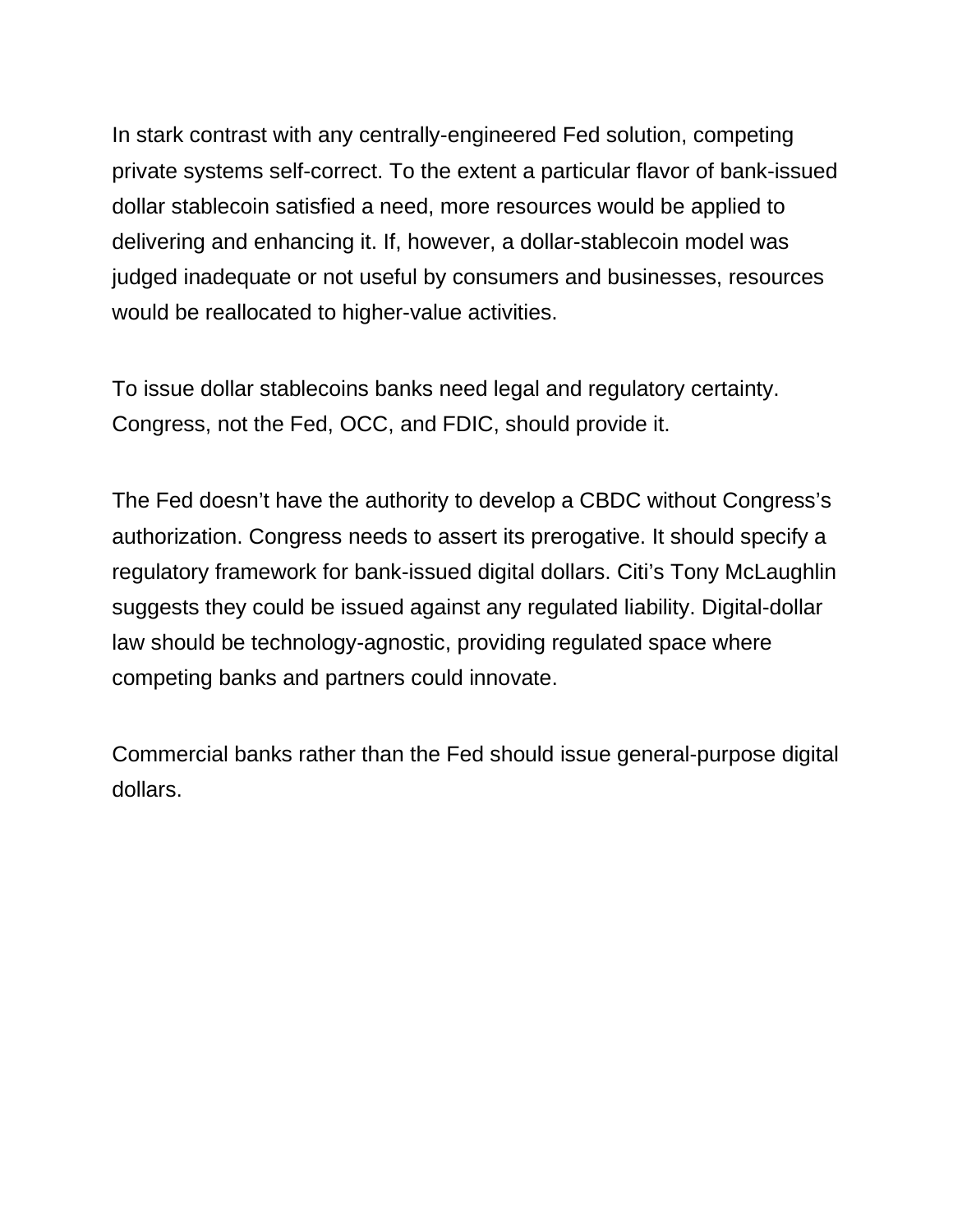In stark contrast with any centrally-engineered Fed solution, competing private systems self-correct. To the extent a particular flavor of bank-issued dollar stablecoin satisfied a need, more resources would be applied to delivering and enhancing it. If, however, a dollar-stablecoin model was judged inadequate or not useful by consumers and businesses, resources would be reallocated to higher-value activities.

To issue dollar stablecoins banks need legal and regulatory certainty. Congress, not the Fed, OCC, and FDIC, should provide it.

The Fed doesn't have the authority to develop a CBDC without Congress's authorization. Congress needs to assert its prerogative. It should specify a regulatory framework for bank-issued digital dollars. Citi's Tony McLaughlin suggests they could be issued against any regulated liability. Digital-dollar law should be technology-agnostic, providing regulated space where competing banks and partners could innovate.

Commercial banks rather than the Fed should issue general-purpose digital dollars.